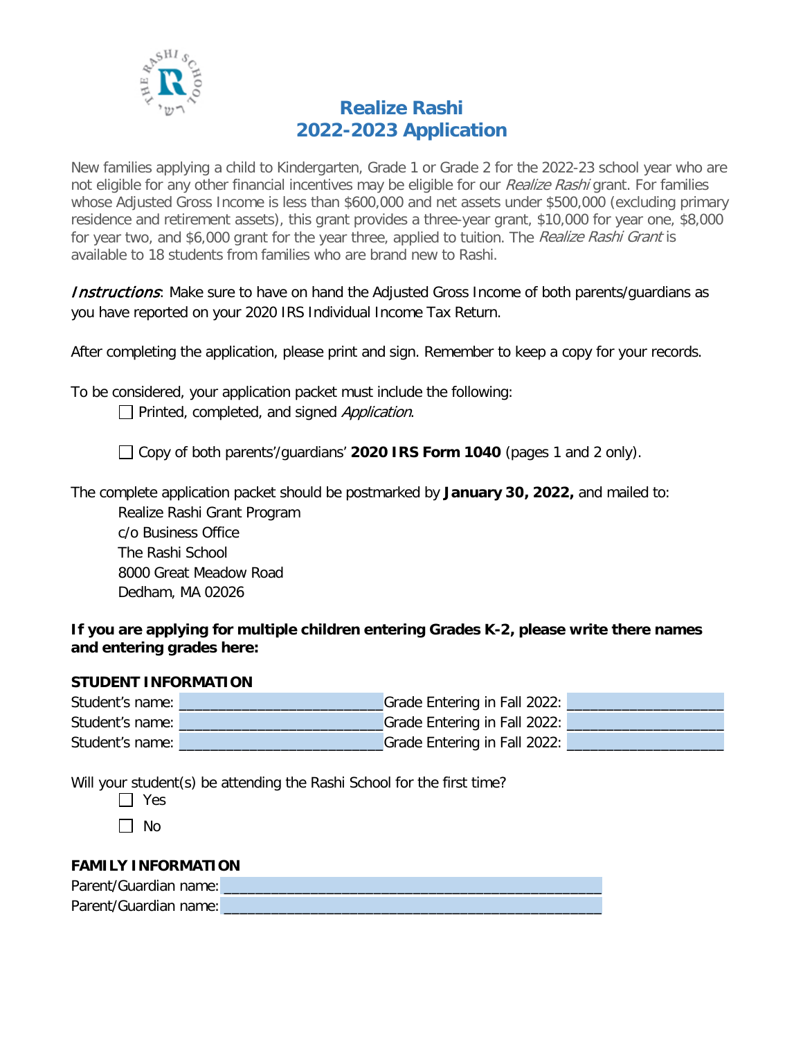# Realize Rashi
# 2022-2023 Application

New families applying a child to Kindergarten, Grade 1 or Grade 2 for the 2022-23 school year who are not eligible for any other financial incentives may be eligible for our *Realize Rashi* grant. For families whose Adjusted Gross Income is less than $600,000 and net assets under $500,000 (excluding primary residence and retirement assets), this grant provides a three-year grant, $10,000 for year one, $8,000 for year two, and $6,000 grant for the year three, applied to tuition. The *Realize Rashi Grant* is available to 18 students from families who are brand new to Rashi.

*Instructions*: Make sure to have on hand the Adjusted Gross Income of both parents/guardians as you have reported on your 2020 IRS Individual Income Tax Return.

After completing the application, please print and sign. Remember to keep a copy for your records.

To be considered, your application packet must include the following:

- ☐ Printed, completed, and signed *Application*.
- ☐ Copy of both parents'/guardians' **2020 IRS Form 1040** (pages 1 and 2 only).

The complete application packet should be postmarked by **January 30, 2022,** and mailed to:

Realize Rashi Grant Program
c/o Business Office
The Rashi School
8000 Great Meadow Road
Dedham, MA 02026

**If you are applying for multiple children entering Grades K-2, please write there names and entering grades here:**

**STUDENT INFORMATION**

Student's name: ________________________ Grade Entering in Fall 2022: ___________________
Student's name: ________________________ Grade Entering in Fall 2022: ___________________
Student's name: ________________________ Grade Entering in Fall 2022: ___________________

Will your student(s) be attending the Rashi School for the first time?

- ☐ Yes
- ☐ No

**FAMILY INFORMATION**

Parent/Guardian name: ______________________________________________
Parent/Guardian name: ______________________________________________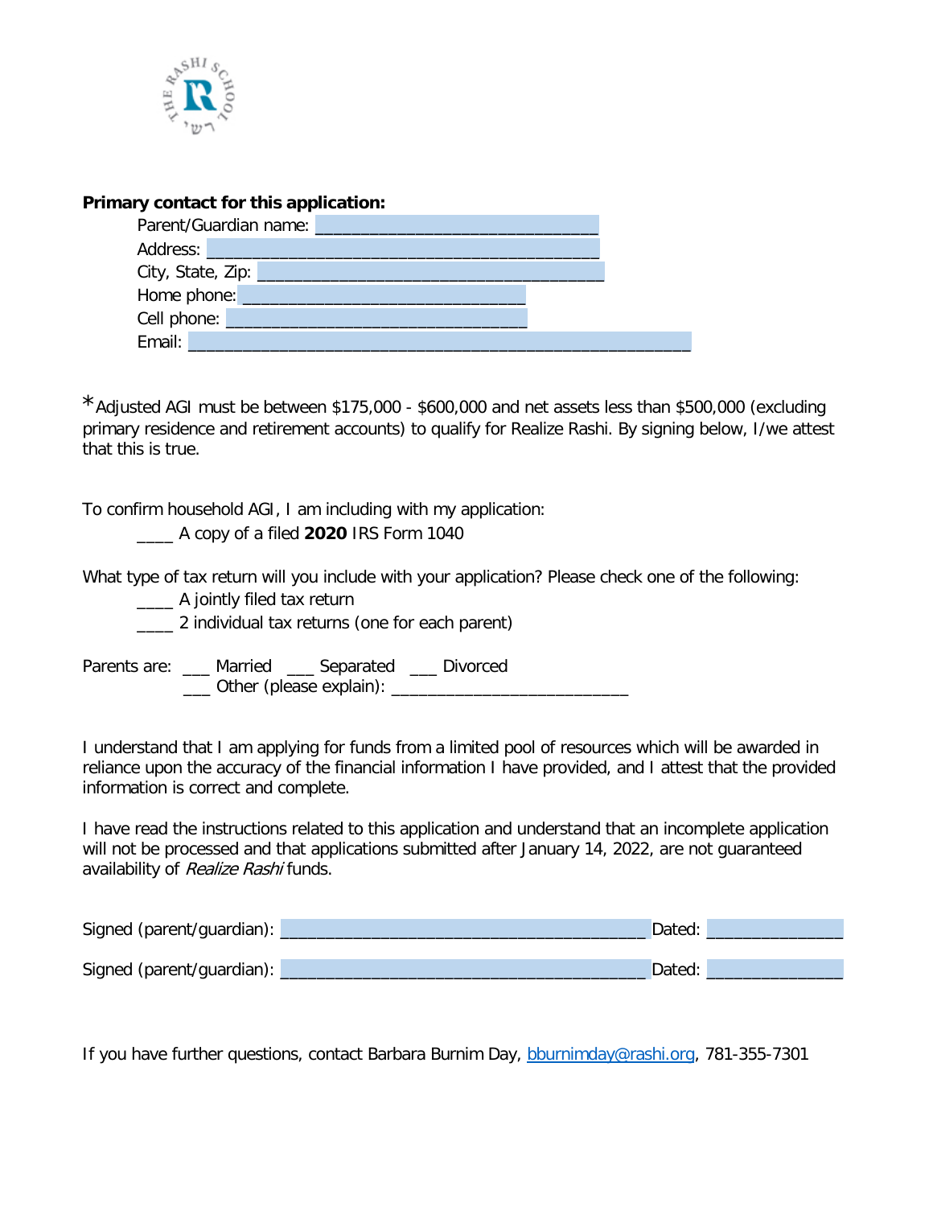**Primary contact for this application:**

Parent/Guardian name: ________________________________
Address: ____________________________________________
City, State, Zip: _______________________________________
Home phone: ________________________________
Cell phone: __________________________________
Email: _________________________________________________________

*Adjusted AGI must be between $175,000 - $600,000 and net assets less than $500,000 (excluding primary residence and retirement accounts) to qualify for Realize Rashi. By signing below, I/we attest that this is true.

To confirm household AGI, I am including with my application:

____ A copy of a filed **2020** IRS Form 1040

What type of tax return will you include with your application? Please check one of the following:

____ A jointly filed tax return
____ 2 individual tax returns (one for each parent)

Parents are: ___ Married ___ Separated ___ Divorced
___ Other (please explain): ___________________________

I understand that I am applying for funds from a limited pool of resources which will be awarded in reliance upon the accuracy of the financial information I have provided, and I attest that the provided information is correct and complete.

I have read the instructions related to this application and understand that an incomplete application will not be processed and that applications submitted after January 14, 2022, are not guaranteed availability of *Realize Rashi* funds.

Signed (parent/guardian): _________________________________________ Dated: _______________

Signed (parent/guardian): _________________________________________ Dated: _______________

If you have further questions, contact Barbara Burnim Day, bburnimday@rashi.org, 781-355-7301